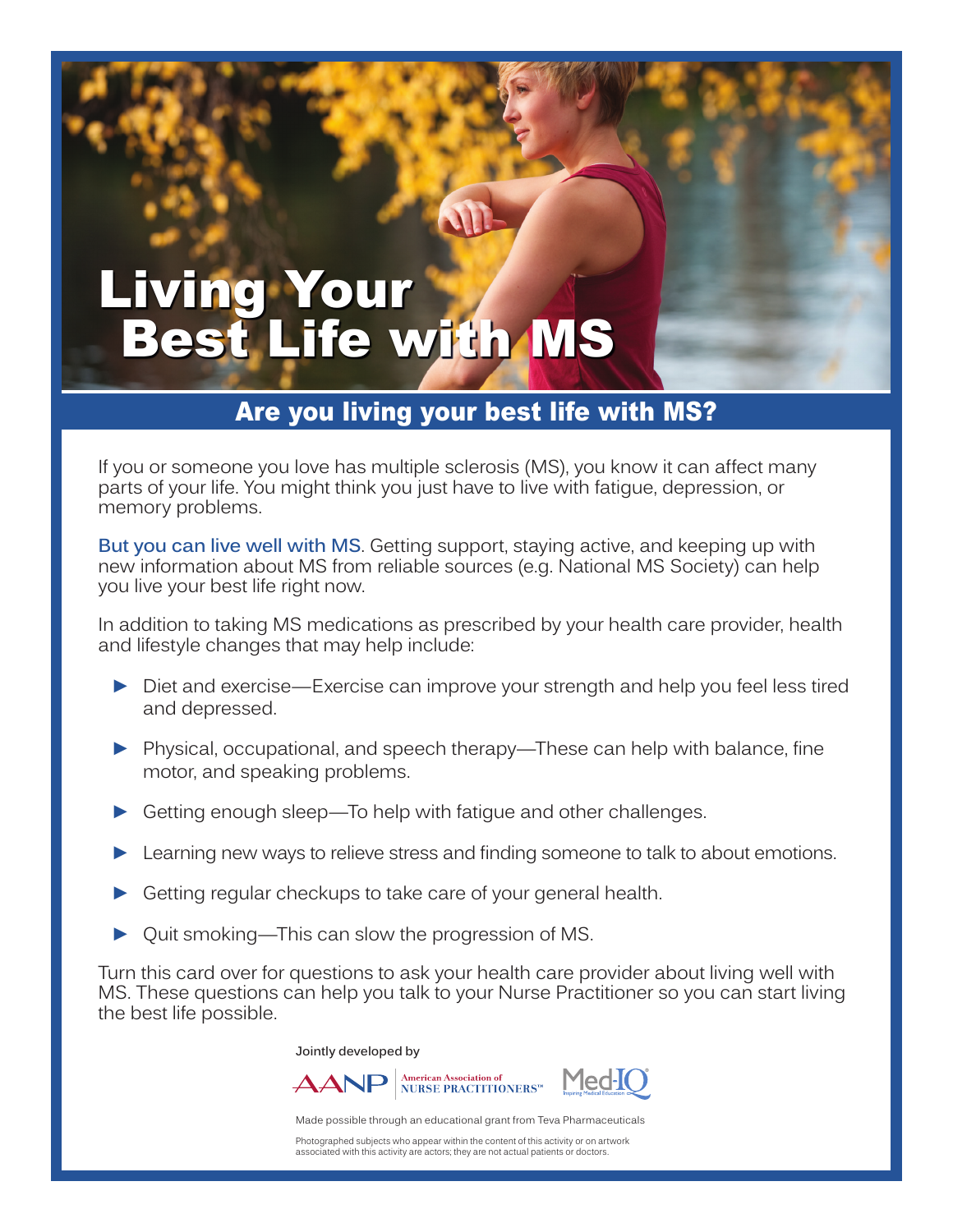# Living Your Best Life with MS

## Are you living your best life with MS?

If you or someone you love has multiple sclerosis (MS), you know it can affect many parts of your life. You might think you just have to live with fatigue, depression, or memory problems.

**But you can live well with MS**. Getting support, staying active, and keeping up with new information about MS from reliable sources (e.g. National MS Society) can help you live your best life right now.

In addition to taking MS medications as prescribed by your health care provider, health and lifestyle changes that may help include:

- Diet and exercise—Exercise can improve your strength and help you feel less tired and depressed.
- Physical, occupational, and speech therapy—These can help with balance, fine motor, and speaking problems.
- Getting enough sleep—To help with fatigue and other challenges.
- Learning new ways to relieve stress and finding someone to talk to about emotions.
- Getting regular checkups to take care of your general health.
- Quit smoking—This can slow the progression of MS.

Turn this card over for questions to ask your health care provider about living well with MS. These questions can help you talk to your Nurse Practitioner so you can start living the best life possible.

Jointly developed by

AANP | American Association of NURSE PRACTITIONERS™ Med-IQ®

Made possible through an educational grant from Teva Pharmaceuticals

Photographed subjects who appear within the content of this activity or on artwork associated with this activity are actors; they are not actual patients or doctors.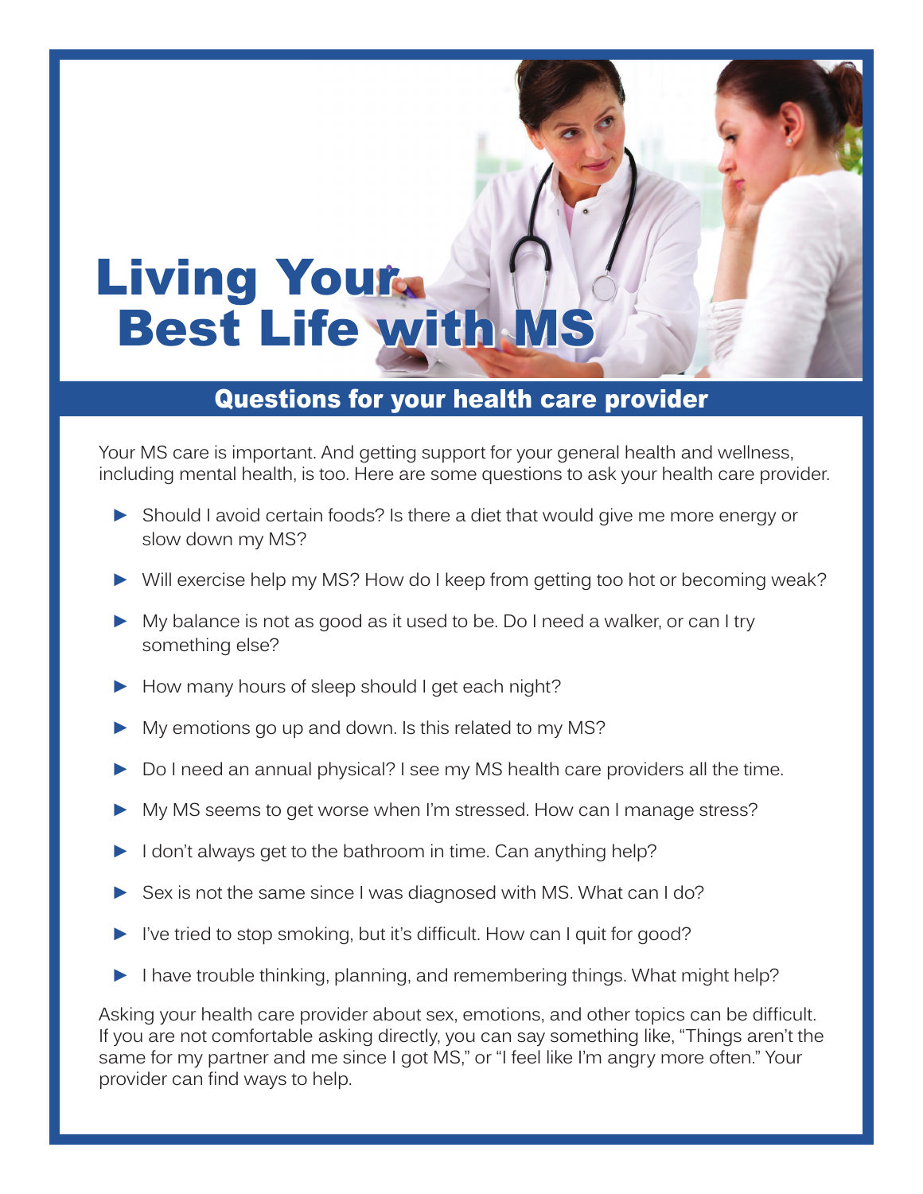# Living Your Best Life with MS

## Questions for your health care provider

Your MS care is important. And getting support for your general health and wellness, including mental health, is too. Here are some questions to ask your health care provider.

- Should I avoid certain foods? Is there a diet that would give me more energy or slow down my MS?
- Will exercise help my MS? How do I keep from getting too hot or becoming weak?
- My balance is not as good as it used to be. Do I need a walker, or can I try something else?
- How many hours of sleep should I get each night?
- My emotions go up and down. Is this related to my MS?
- Do I need an annual physical? I see my MS health care providers all the time.
- My MS seems to get worse when I'm stressed. How can I manage stress?
- I don't always get to the bathroom in time. Can anything help?
- Sex is not the same since I was diagnosed with MS. What can I do?
- I've tried to stop smoking, but it's difficult. How can I quit for good?
- I have trouble thinking, planning, and remembering things. What might help?

Asking your health care provider about sex, emotions, and other topics can be difficult. If you are not comfortable asking directly, you can say something like, "Things aren't the same for my partner and me since I got MS," or "I feel like I'm angry more often." Your provider can find ways to help.